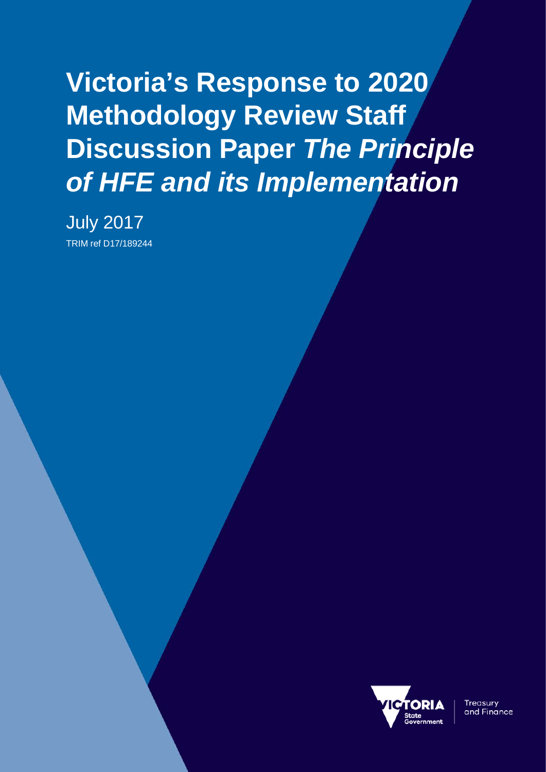# Victoria's Response to 2020 Methodology Review Staff Discussion Paper *The Principle of HFE and its Implementation*

July 2017

TRIM ref D17/189244

Treasury and Finance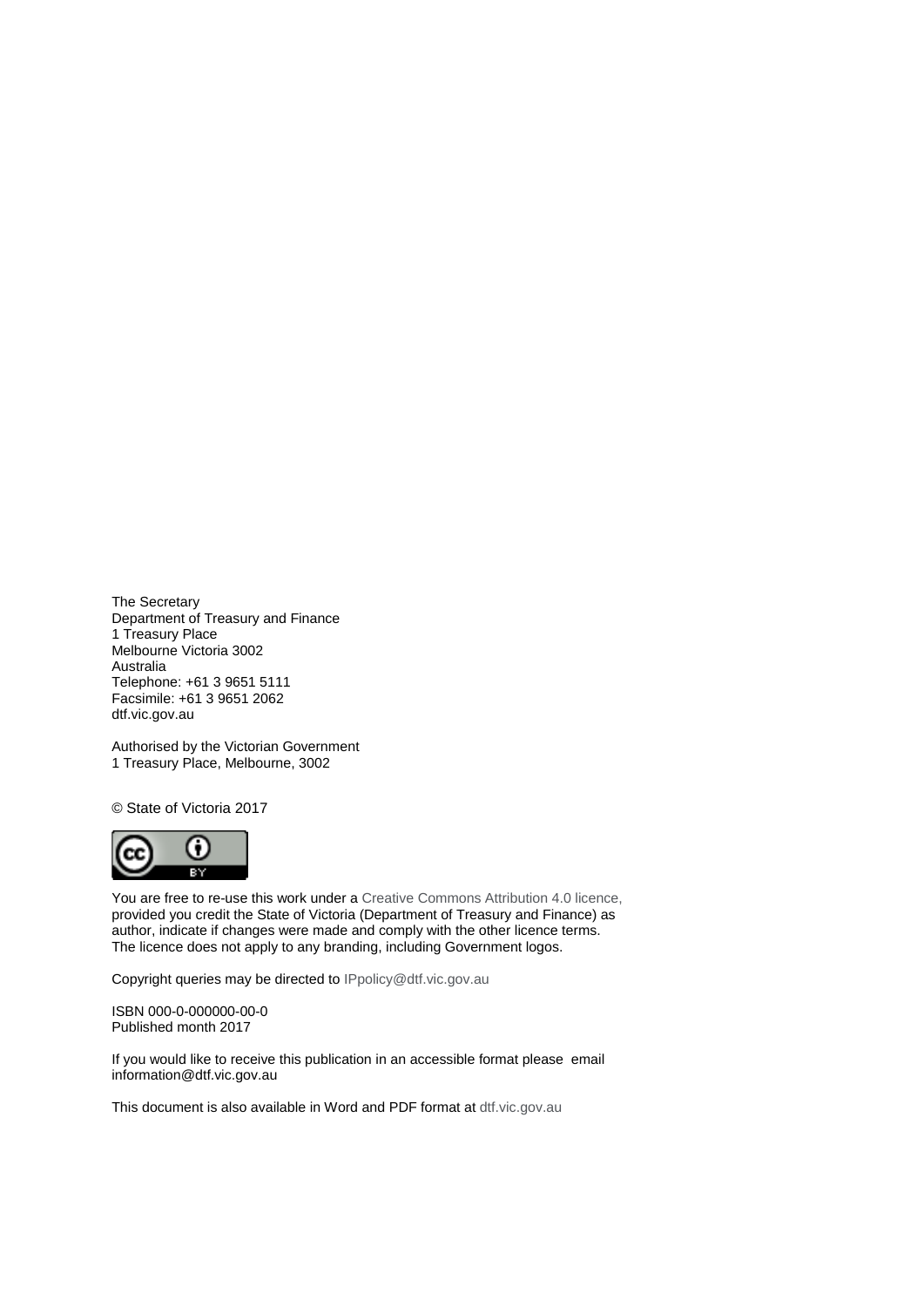The Secretary
Department of Treasury and Finance
1 Treasury Place
Melbourne Victoria 3002
Australia
Telephone: +61 3 9651 5111
Facsimile: +61 3 9651 2062
dtf.vic.gov.au

Authorised by the Victorian Government
1 Treasury Place, Melbourne, 3002

© State of Victoria 2017

You are free to re-use this work under a Creative Commons Attribution 4.0 licence, provided you credit the State of Victoria (Department of Treasury and Finance) as author, indicate if changes were made and comply with the other licence terms. The licence does not apply to any branding, including Government logos.

Copyright queries may be directed to IPpolicy@dtf.vic.gov.au

ISBN 000-0-000000-00-0
Published month 2017

If you would like to receive this publication in an accessible format please email information@dtf.vic.gov.au

This document is also available in Word and PDF format at dtf.vic.gov.au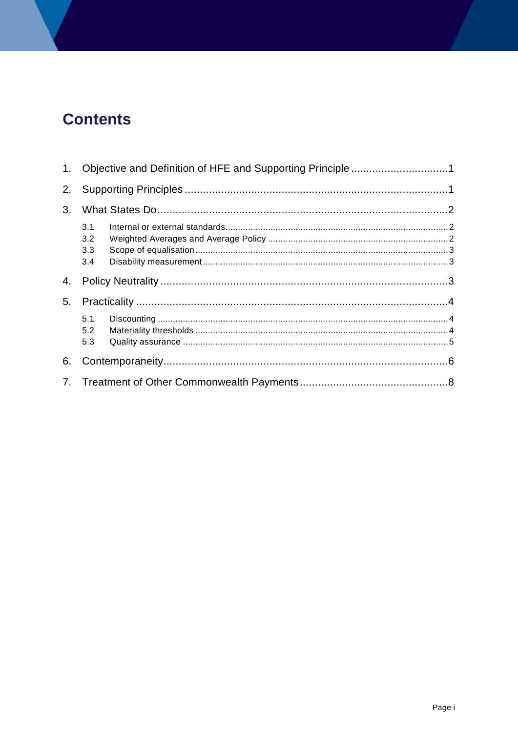# Contents

1. Objective and Definition of HFE and Supporting Principle ................................1
2. Supporting Principles ........................................................................................1
3. What States Do ..................................................................................................2
   - 3.1 Internal or external standards ........................................................................................2
   - 3.2 Weighted Averages and Average Policy ........................................................................2
   - 3.3 Scope of equalisation ....................................................................................................3
   - 3.4 Disability measurement ..................................................................................................3
4. Policy Neutrality ...............................................................................................3
5. Practicality .........................................................................................................4
   - 5.1 Discounting ....................................................................................................................4
   - 5.2 Materiality thresholds .....................................................................................................4
   - 5.3 Quality assurance ..........................................................................................................5
6. Contemporaneity ...............................................................................................6
7. Treatment of Other Commonwealth Payments ..................................................8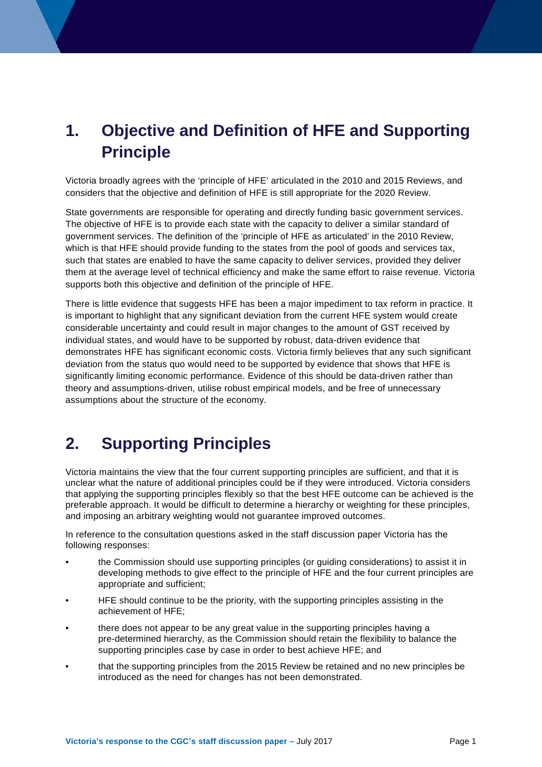# 1. Objective and Definition of HFE and Supporting Principle

Victoria broadly agrees with the 'principle of HFE' articulated in the 2010 and 2015 Reviews, and considers that the objective and definition of HFE is still appropriate for the 2020 Review.

State governments are responsible for operating and directly funding basic government services. The objective of HFE is to provide each state with the capacity to deliver a similar standard of government services. The definition of the 'principle of HFE as articulated' in the 2010 Review, which is that HFE should provide funding to the states from the pool of goods and services tax, such that states are enabled to have the same capacity to deliver services, provided they deliver them at the average level of technical efficiency and make the same effort to raise revenue. Victoria supports both this objective and definition of the principle of HFE.

There is little evidence that suggests HFE has been a major impediment to tax reform in practice. It is important to highlight that any significant deviation from the current HFE system would create considerable uncertainty and could result in major changes to the amount of GST received by individual states, and would have to be supported by robust, data-driven evidence that demonstrates HFE has significant economic costs. Victoria firmly believes that any such significant deviation from the status quo would need to be supported by evidence that shows that HFE is significantly limiting economic performance. Evidence of this should be data-driven rather than theory and assumptions-driven, utilise robust empirical models, and be free of unnecessary assumptions about the structure of the economy.

# 2. Supporting Principles

Victoria maintains the view that the four current supporting principles are sufficient, and that it is unclear what the nature of additional principles could be if they were introduced. Victoria considers that applying the supporting principles flexibly so that the best HFE outcome can be achieved is the preferable approach. It would be difficult to determine a hierarchy or weighting for these principles, and imposing an arbitrary weighting would not guarantee improved outcomes.

In reference to the consultation questions asked in the staff discussion paper Victoria has the following responses:

- the Commission should use supporting principles (or guiding considerations) to assist it in developing methods to give effect to the principle of HFE and the four current principles are appropriate and sufficient;
- HFE should continue to be the priority, with the supporting principles assisting in the achievement of HFE;
- there does not appear to be any great value in the supporting principles having a pre-determined hierarchy, as the Commission should retain the flexibility to balance the supporting principles case by case in order to best achieve HFE; and
- that the supporting principles from the 2015 Review be retained and no new principles be introduced as the need for changes has not been demonstrated.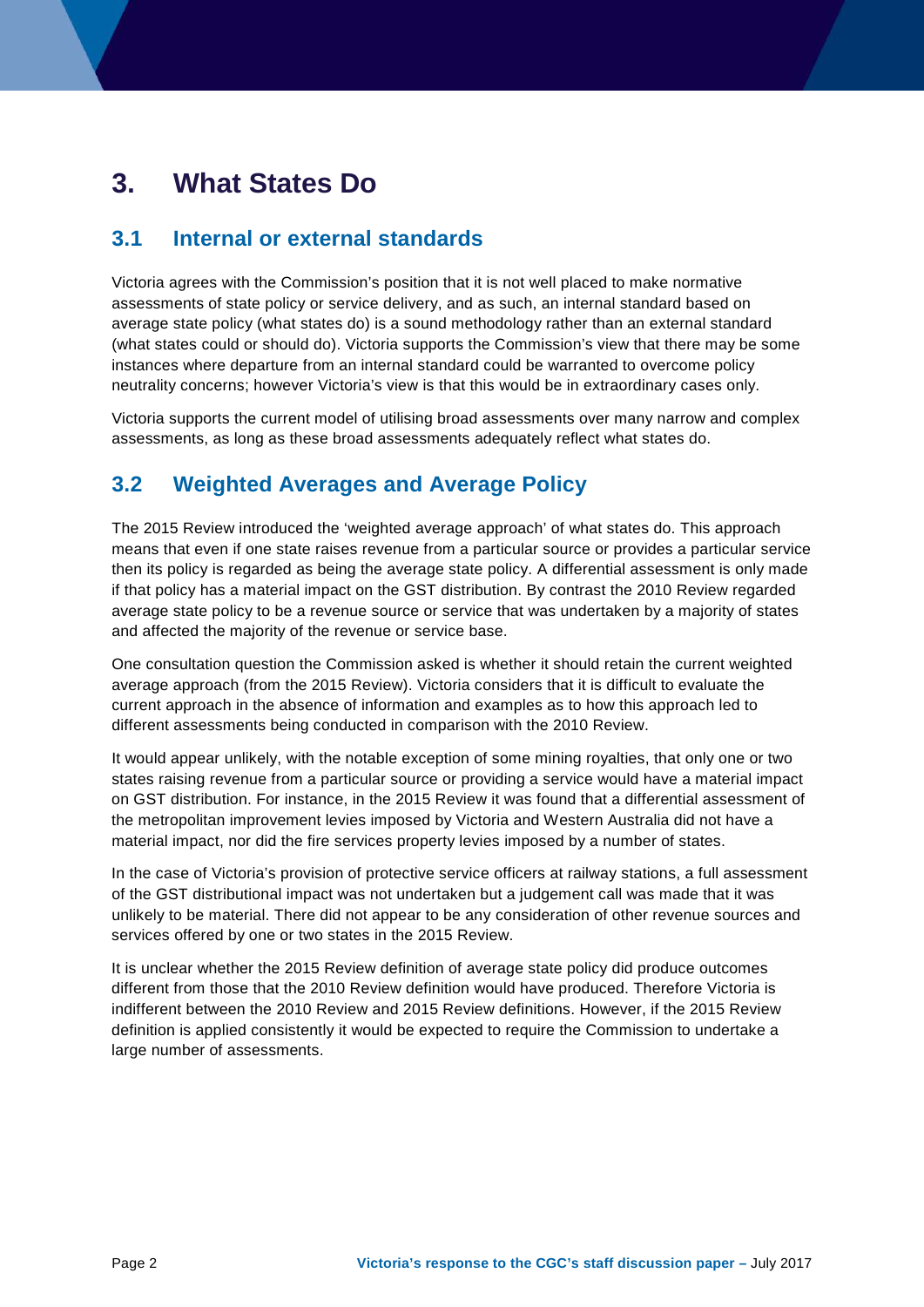# 3. What States Do

## 3.1 Internal or external standards

Victoria agrees with the Commission's position that it is not well placed to make normative assessments of state policy or service delivery, and as such, an internal standard based on average state policy (what states do) is a sound methodology rather than an external standard (what states could or should do). Victoria supports the Commission's view that there may be some instances where departure from an internal standard could be warranted to overcome policy neutrality concerns; however Victoria's view is that this would be in extraordinary cases only.

Victoria supports the current model of utilising broad assessments over many narrow and complex assessments, as long as these broad assessments adequately reflect what states do.

## 3.2 Weighted Averages and Average Policy

The 2015 Review introduced the 'weighted average approach' of what states do. This approach means that even if one state raises revenue from a particular source or provides a particular service then its policy is regarded as being the average state policy. A differential assessment is only made if that policy has a material impact on the GST distribution. By contrast the 2010 Review regarded average state policy to be a revenue source or service that was undertaken by a majority of states and affected the majority of the revenue or service base.

One consultation question the Commission asked is whether it should retain the current weighted average approach (from the 2015 Review). Victoria considers that it is difficult to evaluate the current approach in the absence of information and examples as to how this approach led to different assessments being conducted in comparison with the 2010 Review.

It would appear unlikely, with the notable exception of some mining royalties, that only one or two states raising revenue from a particular source or providing a service would have a material impact on GST distribution. For instance, in the 2015 Review it was found that a differential assessment of the metropolitan improvement levies imposed by Victoria and Western Australia did not have a material impact, nor did the fire services property levies imposed by a number of states.

In the case of Victoria's provision of protective service officers at railway stations, a full assessment of the GST distributional impact was not undertaken but a judgement call was made that it was unlikely to be material. There did not appear to be any consideration of other revenue sources and services offered by one or two states in the 2015 Review.

It is unclear whether the 2015 Review definition of average state policy did produce outcomes different from those that the 2010 Review definition would have produced. Therefore Victoria is indifferent between the 2010 Review and 2015 Review definitions. However, if the 2015 Review definition is applied consistently it would be expected to require the Commission to undertake a large number of assessments.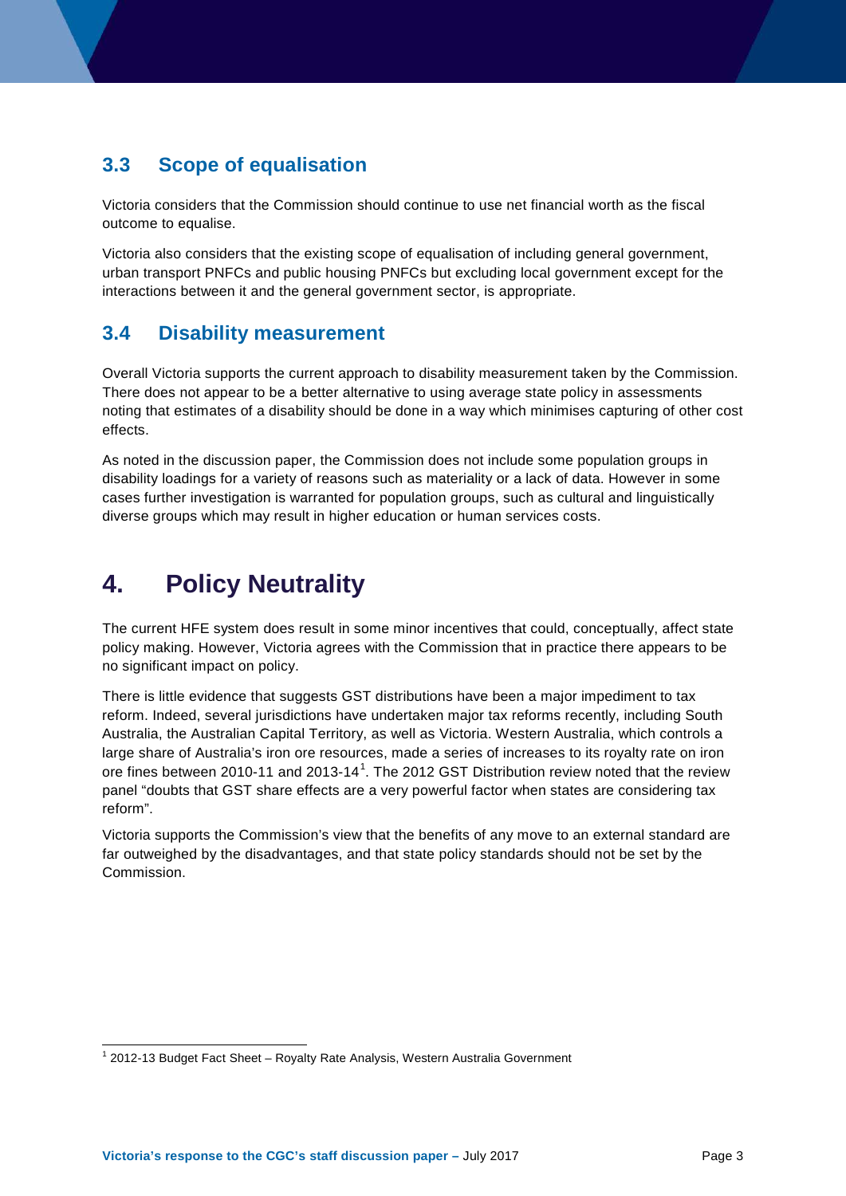## 3.3 Scope of equalisation

Victoria considers that the Commission should continue to use net financial worth as the fiscal outcome to equalise.

Victoria also considers that the existing scope of equalisation of including general government, urban transport PNFCs and public housing PNFCs but excluding local government except for the interactions between it and the general government sector, is appropriate.

## 3.4 Disability measurement

Overall Victoria supports the current approach to disability measurement taken by the Commission. There does not appear to be a better alternative to using average state policy in assessments noting that estimates of a disability should be done in a way which minimises capturing of other cost effects.

As noted in the discussion paper, the Commission does not include some population groups in disability loadings for a variety of reasons such as materiality or a lack of data. However in some cases further investigation is warranted for population groups, such as cultural and linguistically diverse groups which may result in higher education or human services costs.

# 4. Policy Neutrality

The current HFE system does result in some minor incentives that could, conceptually, affect state policy making. However, Victoria agrees with the Commission that in practice there appears to be no significant impact on policy.

There is little evidence that suggests GST distributions have been a major impediment to tax reform. Indeed, several jurisdictions have undertaken major tax reforms recently, including South Australia, the Australian Capital Territory, as well as Victoria. Western Australia, which controls a large share of Australia's iron ore resources, made a series of increases to its royalty rate on iron ore fines between 2010-11 and 2013-14[1]. The 2012 GST Distribution review noted that the review panel "doubts that GST share effects are a very powerful factor when states are considering tax reform".

Victoria supports the Commission's view that the benefits of any move to an external standard are far outweighed by the disadvantages, and that state policy standards should not be set by the Commission.

[1] 2012-13 Budget Fact Sheet – Royalty Rate Analysis, Western Australia Government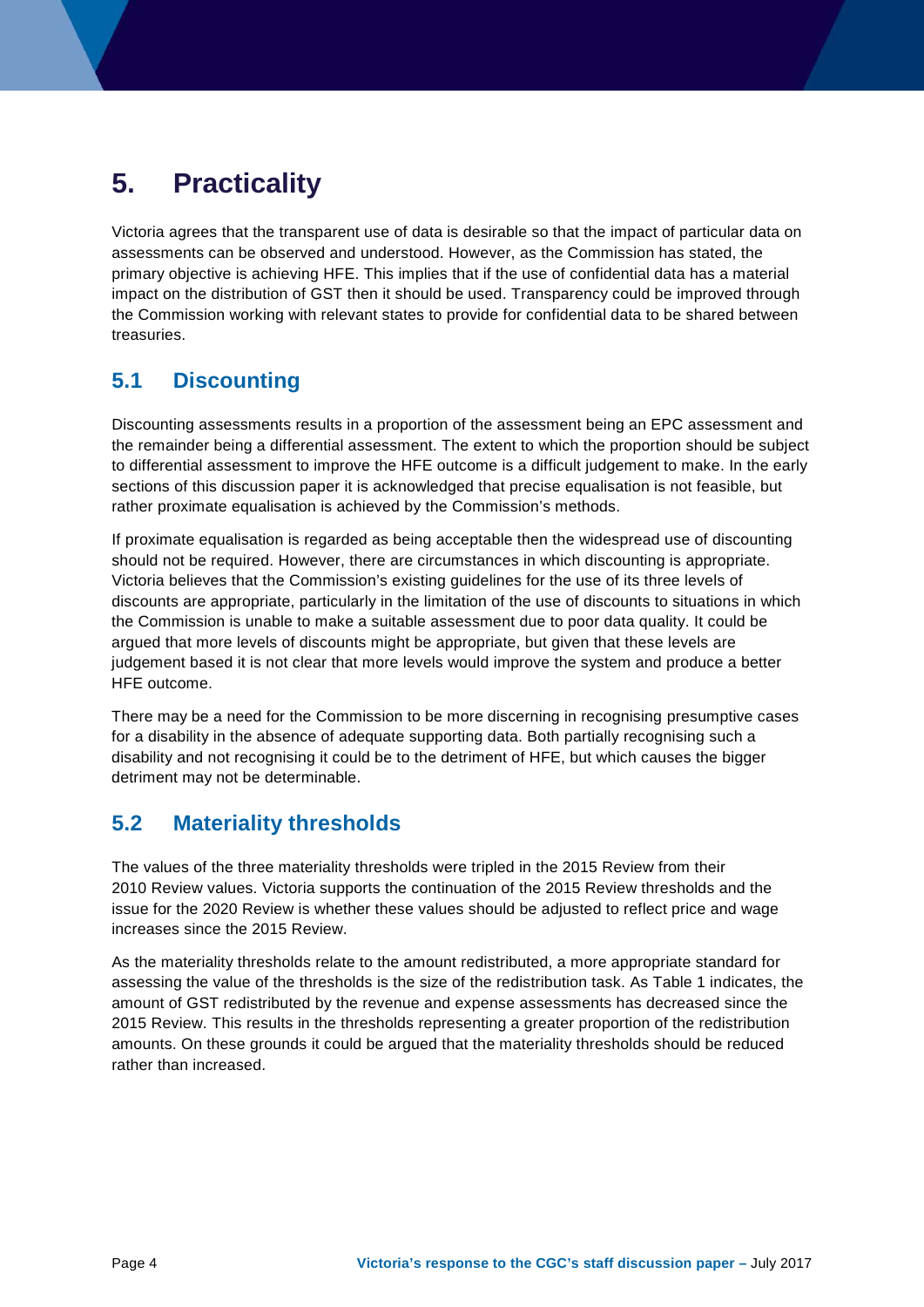# 5. Practicality

Victoria agrees that the transparent use of data is desirable so that the impact of particular data on assessments can be observed and understood. However, as the Commission has stated, the primary objective is achieving HFE. This implies that if the use of confidential data has a material impact on the distribution of GST then it should be used. Transparency could be improved through the Commission working with relevant states to provide for confidential data to be shared between treasuries.

## 5.1 Discounting

Discounting assessments results in a proportion of the assessment being an EPC assessment and the remainder being a differential assessment. The extent to which the proportion should be subject to differential assessment to improve the HFE outcome is a difficult judgement to make. In the early sections of this discussion paper it is acknowledged that precise equalisation is not feasible, but rather proximate equalisation is achieved by the Commission's methods.

If proximate equalisation is regarded as being acceptable then the widespread use of discounting should not be required. However, there are circumstances in which discounting is appropriate. Victoria believes that the Commission's existing guidelines for the use of its three levels of discounts are appropriate, particularly in the limitation of the use of discounts to situations in which the Commission is unable to make a suitable assessment due to poor data quality. It could be argued that more levels of discounts might be appropriate, but given that these levels are judgement based it is not clear that more levels would improve the system and produce a better HFE outcome.

There may be a need for the Commission to be more discerning in recognising presumptive cases for a disability in the absence of adequate supporting data. Both partially recognising such a disability and not recognising it could be to the detriment of HFE, but which causes the bigger detriment may not be determinable.

## 5.2 Materiality thresholds

The values of the three materiality thresholds were tripled in the 2015 Review from their 2010 Review values. Victoria supports the continuation of the 2015 Review thresholds and the issue for the 2020 Review is whether these values should be adjusted to reflect price and wage increases since the 2015 Review.

As the materiality thresholds relate to the amount redistributed, a more appropriate standard for assessing the value of the thresholds is the size of the redistribution task. As Table 1 indicates, the amount of GST redistributed by the revenue and expense assessments has decreased since the 2015 Review. This results in the thresholds representing a greater proportion of the redistribution amounts. On these grounds it could be argued that the materiality thresholds should be reduced rather than increased.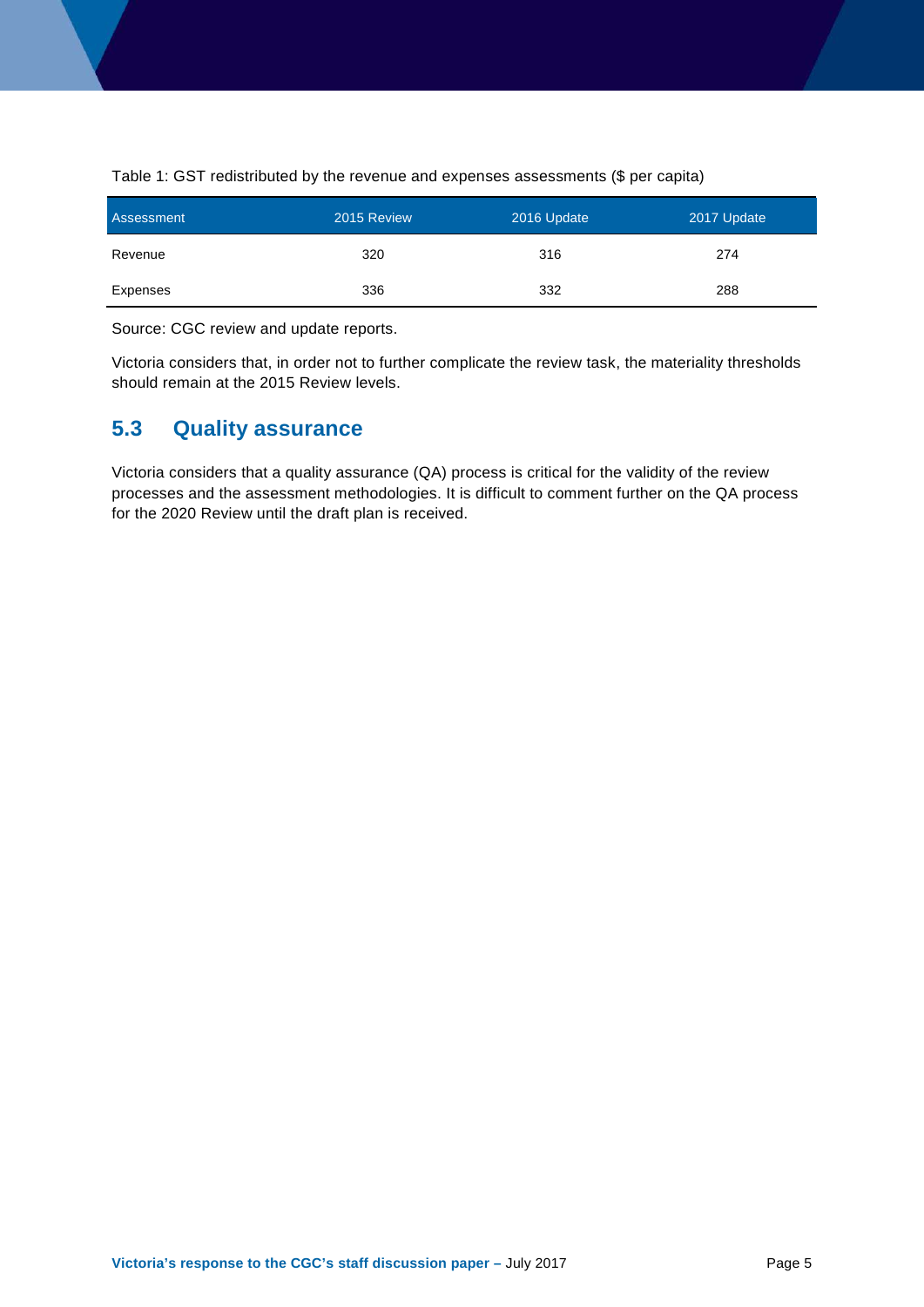Table 1: GST redistributed by the revenue and expenses assessments ($ per capita)

| Assessment | 2015 Review | 2016 Update | 2017 Update |
|---|---|---|---|
| Revenue | 320 | 316 | 274 |
| Expenses | 336 | 332 | 288 |

Source: CGC review and update reports.

Victoria considers that, in order not to further complicate the review task, the materiality thresholds should remain at the 2015 Review levels.

## 5.3 Quality assurance

Victoria considers that a quality assurance (QA) process is critical for the validity of the review processes and the assessment methodologies. It is difficult to comment further on the QA process for the 2020 Review until the draft plan is received.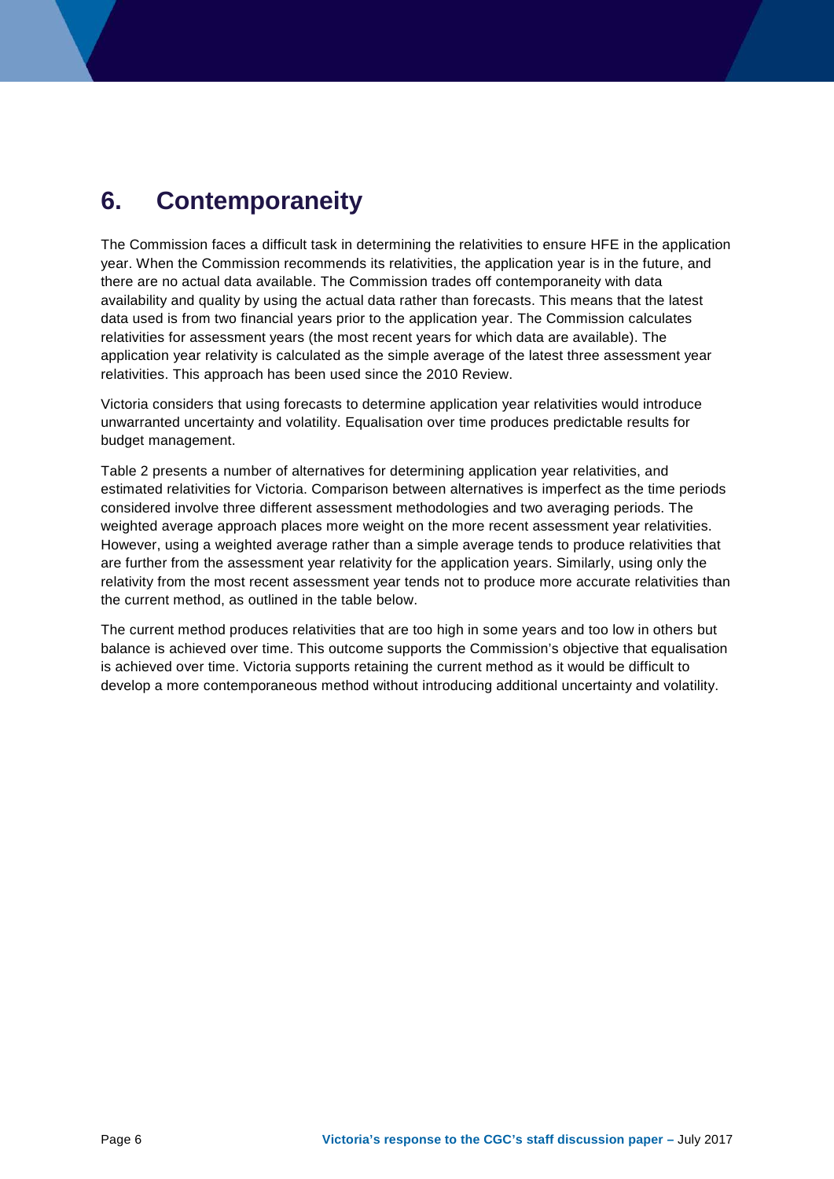# 6. Contemporaneity

The Commission faces a difficult task in determining the relativities to ensure HFE in the application year. When the Commission recommends its relativities, the application year is in the future, and there are no actual data available. The Commission trades off contemporaneity with data availability and quality by using the actual data rather than forecasts. This means that the latest data used is from two financial years prior to the application year. The Commission calculates relativities for assessment years (the most recent years for which data are available). The application year relativity is calculated as the simple average of the latest three assessment year relativities. This approach has been used since the 2010 Review.

Victoria considers that using forecasts to determine application year relativities would introduce unwarranted uncertainty and volatility. Equalisation over time produces predictable results for budget management.

Table 2 presents a number of alternatives for determining application year relativities, and estimated relativities for Victoria. Comparison between alternatives is imperfect as the time periods considered involve three different assessment methodologies and two averaging periods. The weighted average approach places more weight on the more recent assessment year relativities. However, using a weighted average rather than a simple average tends to produce relativities that are further from the assessment year relativity for the application years. Similarly, using only the relativity from the most recent assessment year tends not to produce more accurate relativities than the current method, as outlined in the table below.

The current method produces relativities that are too high in some years and too low in others but balance is achieved over time. This outcome supports the Commission's objective that equalisation is achieved over time. Victoria supports retaining the current method as it would be difficult to develop a more contemporaneous method without introducing additional uncertainty and volatility.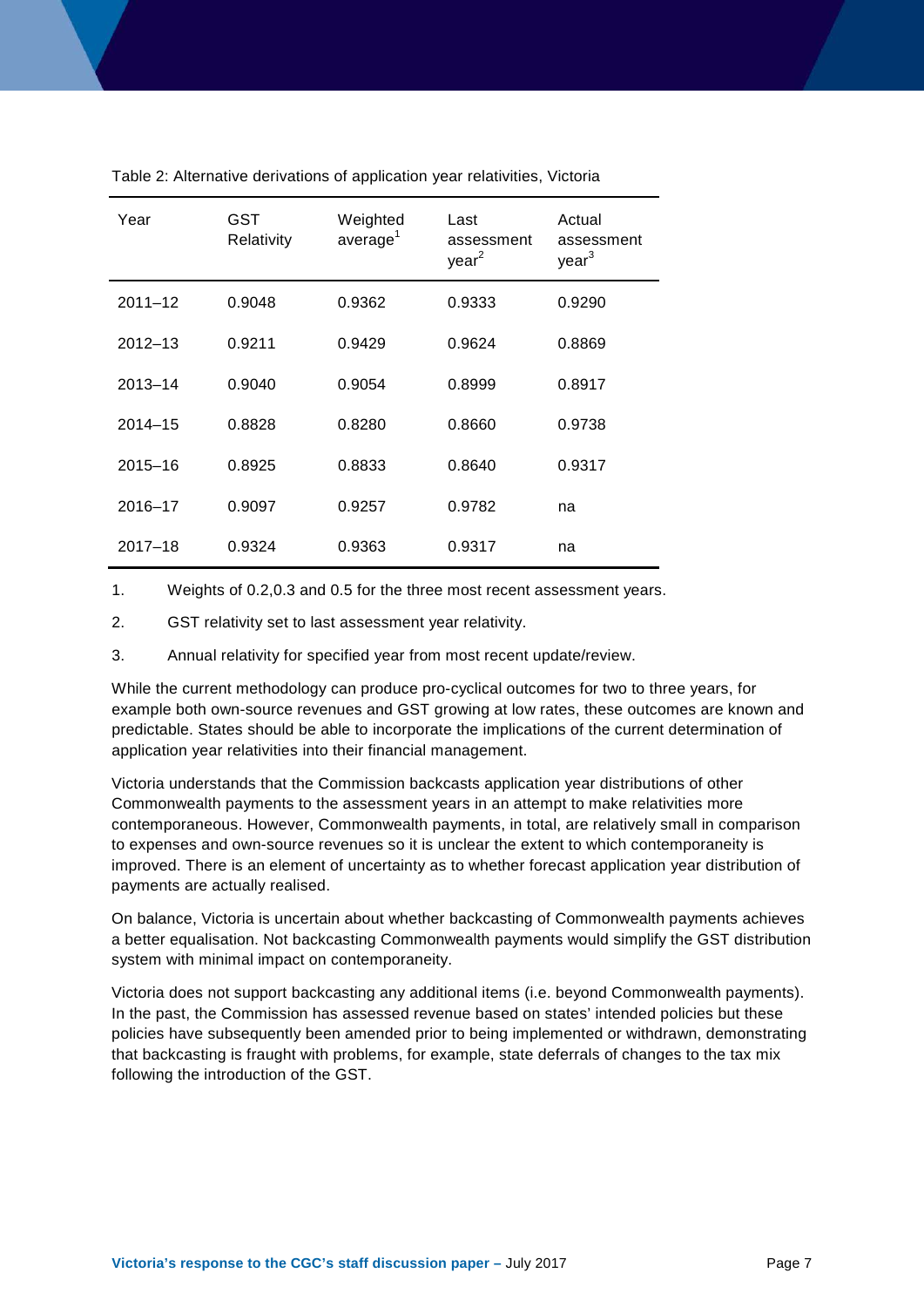Table 2: Alternative derivations of application year relativities, Victoria

| Year | GST Relativity | Weighted average[1] | Last assessment year[2] | Actual assessment year[3] |
|---|---|---|---|---|
| 2011–12 | 0.9048 | 0.9362 | 0.9333 | 0.9290 |
| 2012–13 | 0.9211 | 0.9429 | 0.9624 | 0.8869 |
| 2013–14 | 0.9040 | 0.9054 | 0.8999 | 0.8917 |
| 2014–15 | 0.8828 | 0.8280 | 0.8660 | 0.9738 |
| 2015–16 | 0.8925 | 0.8833 | 0.8640 | 0.9317 |
| 2016–17 | 0.9097 | 0.9257 | 0.9782 | na |
| 2017–18 | 0.9324 | 0.9363 | 0.9317 | na |

1. Weights of 0.2,0.3 and 0.5 for the three most recent assessment years.
2. GST relativity set to last assessment year relativity.
3. Annual relativity for specified year from most recent update/review.

While the current methodology can produce pro-cyclical outcomes for two to three years, for example both own-source revenues and GST growing at low rates, these outcomes are known and predictable. States should be able to incorporate the implications of the current determination of application year relativities into their financial management.

Victoria understands that the Commission backcasts application year distributions of other Commonwealth payments to the assessment years in an attempt to make relativities more contemporaneous. However, Commonwealth payments, in total, are relatively small in comparison to expenses and own-source revenues so it is unclear the extent to which contemporaneity is improved. There is an element of uncertainty as to whether forecast application year distribution of payments are actually realised.

On balance, Victoria is uncertain about whether backcasting of Commonwealth payments achieves a better equalisation. Not backcasting Commonwealth payments would simplify the GST distribution system with minimal impact on contemporaneity.

Victoria does not support backcasting any additional items (i.e. beyond Commonwealth payments). In the past, the Commission has assessed revenue based on states' intended policies but these policies have subsequently been amended prior to being implemented or withdrawn, demonstrating that backcasting is fraught with problems, for example, state deferrals of changes to the tax mix following the introduction of the GST.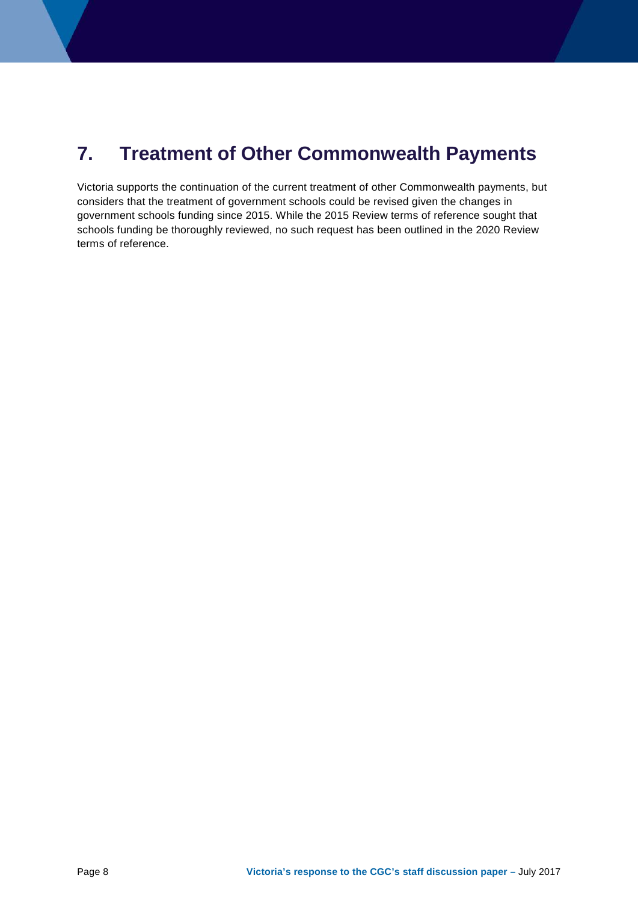# 7. Treatment of Other Commonwealth Payments

Victoria supports the continuation of the current treatment of other Commonwealth payments, but considers that the treatment of government schools could be revised given the changes in government schools funding since 2015. While the 2015 Review terms of reference sought that schools funding be thoroughly reviewed, no such request has been outlined in the 2020 Review terms of reference.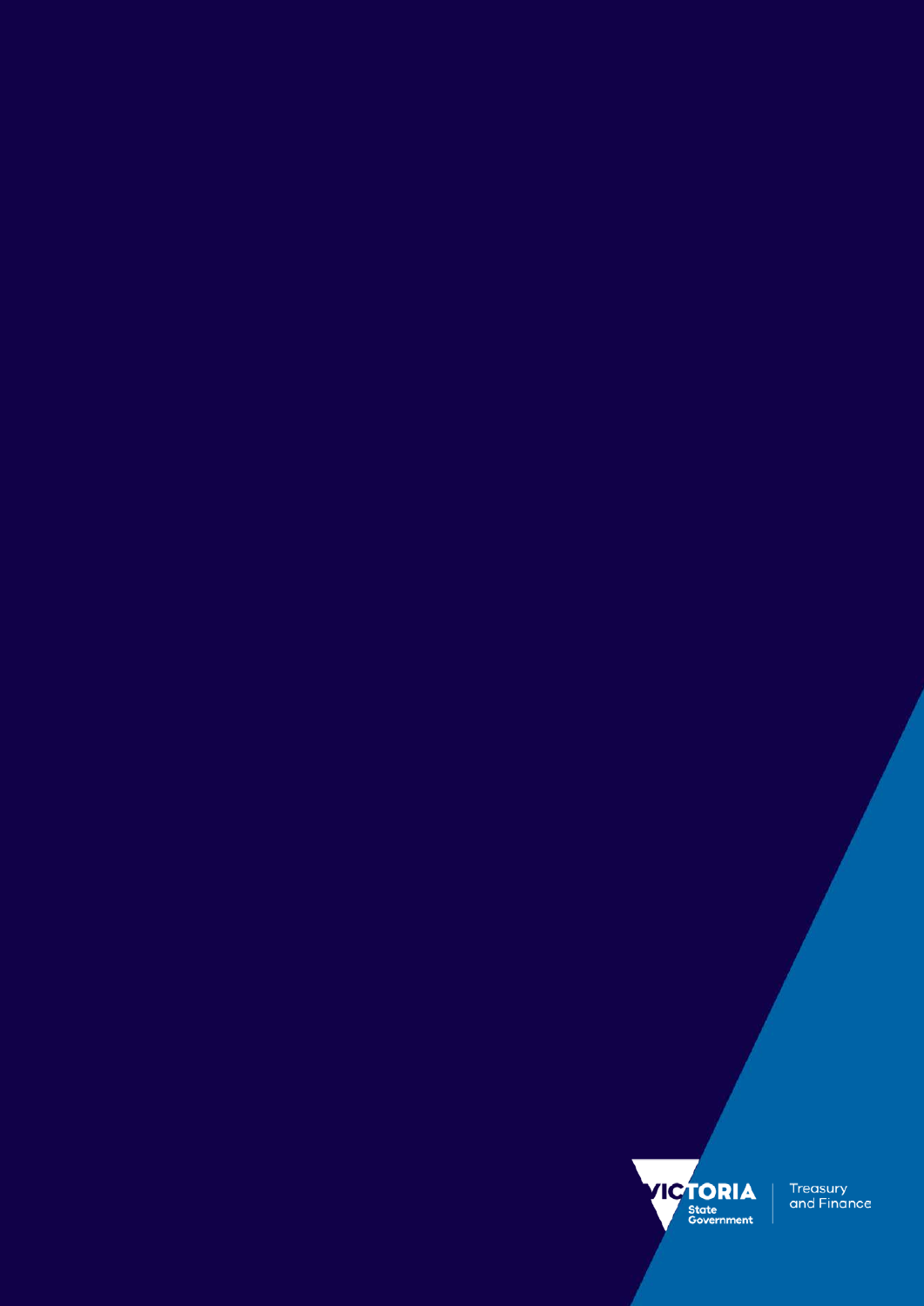VICTORIA State Government

Treasury and Finance